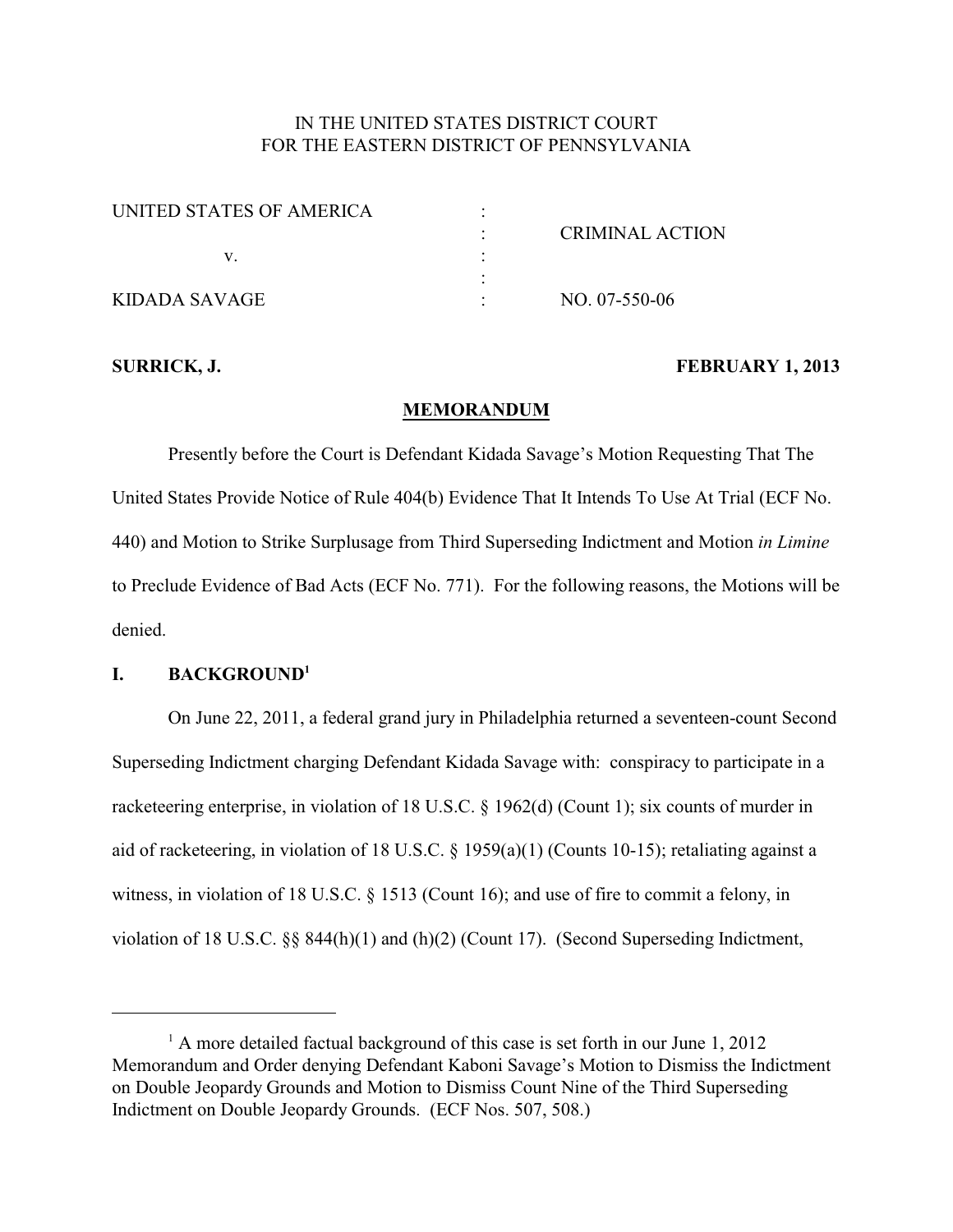IN THE UNITED STATES DISTRICT COURT
FOR THE EASTERN DISTRICT OF PENNSYLVANIA

| | | |
|---|---|---|
| UNITED STATES OF AMERICA | : | |
| | : | CRIMINAL ACTION |
| v. | : | |
| | : | |
| KIDADA SAVAGE | : | NO. 07-550-06 |

**SURRICK, J.** **FEBRUARY 1, 2013**

**MEMORANDUM**

Presently before the Court is Defendant Kidada Savage's Motion Requesting That The United States Provide Notice of Rule 404(b) Evidence That It Intends To Use At Trial (ECF No. 440) and Motion to Strike Surplusage from Third Superseding Indictment and Motion *in Limine* to Preclude Evidence of Bad Acts (ECF No. 771). For the following reasons, the Motions will be denied.

## I. BACKGROUND[1]

On June 22, 2011, a federal grand jury in Philadelphia returned a seventeen-count Second Superseding Indictment charging Defendant Kidada Savage with: conspiracy to participate in a racketeering enterprise, in violation of 18 U.S.C. § 1962(d) (Count 1); six counts of murder in aid of racketeering, in violation of 18 U.S.C. § 1959(a)(1) (Counts 10-15); retaliating against a witness, in violation of 18 U.S.C. § 1513 (Count 16); and use of fire to commit a felony, in violation of 18 U.S.C. §§ 844(h)(1) and (h)(2) (Count 17). (Second Superseding Indictment,

[1] A more detailed factual background of this case is set forth in our June 1, 2012 Memorandum and Order denying Defendant Kaboni Savage's Motion to Dismiss the Indictment on Double Jeopardy Grounds and Motion to Dismiss Count Nine of the Third Superseding Indictment on Double Jeopardy Grounds. (ECF Nos. 507, 508.)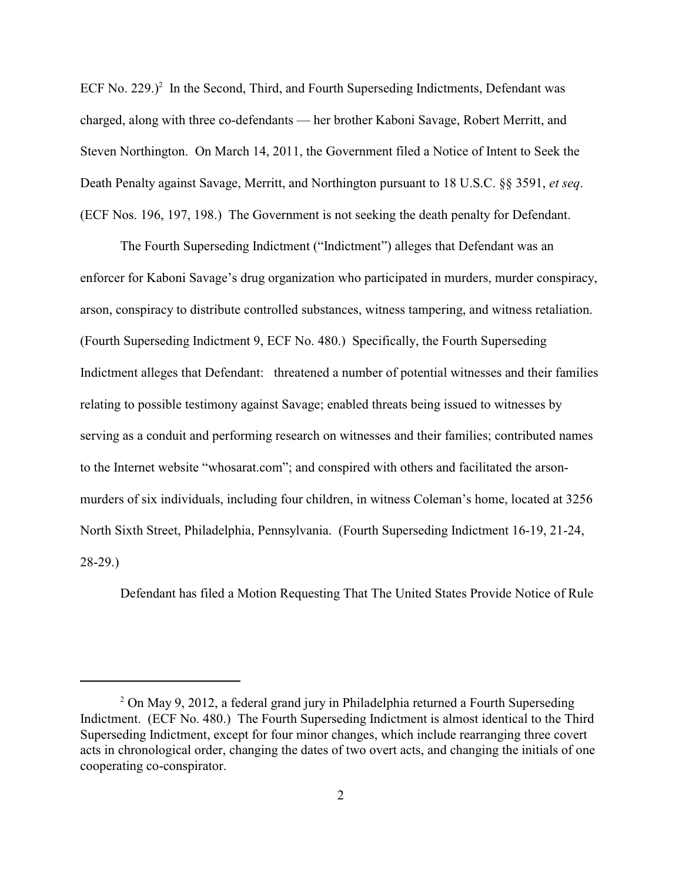ECF No. 229.)[2] In the Second, Third, and Fourth Superseding Indictments, Defendant was charged, along with three co-defendants — her brother Kaboni Savage, Robert Merritt, and Steven Northington. On March 14, 2011, the Government filed a Notice of Intent to Seek the Death Penalty against Savage, Merritt, and Northington pursuant to 18 U.S.C. §§ 3591, *et seq*. (ECF Nos. 196, 197, 198.) The Government is not seeking the death penalty for Defendant.

The Fourth Superseding Indictment ("Indictment") alleges that Defendant was an enforcer for Kaboni Savage's drug organization who participated in murders, murder conspiracy, arson, conspiracy to distribute controlled substances, witness tampering, and witness retaliation. (Fourth Superseding Indictment 9, ECF No. 480.) Specifically, the Fourth Superseding Indictment alleges that Defendant: threatened a number of potential witnesses and their families relating to possible testimony against Savage; enabled threats being issued to witnesses by serving as a conduit and performing research on witnesses and their families; contributed names to the Internet website "whosarat.com"; and conspired with others and facilitated the arson-murders of six individuals, including four children, in witness Coleman's home, located at 3256 North Sixth Street, Philadelphia, Pennsylvania. (Fourth Superseding Indictment 16-19, 21-24, 28-29.)

Defendant has filed a Motion Requesting That The United States Provide Notice of Rule

[2] On May 9, 2012, a federal grand jury in Philadelphia returned a Fourth Superseding Indictment. (ECF No. 480.) The Fourth Superseding Indictment is almost identical to the Third Superseding Indictment, except for four minor changes, which include rearranging three covert acts in chronological order, changing the dates of two overt acts, and changing the initials of one cooperating co-conspirator.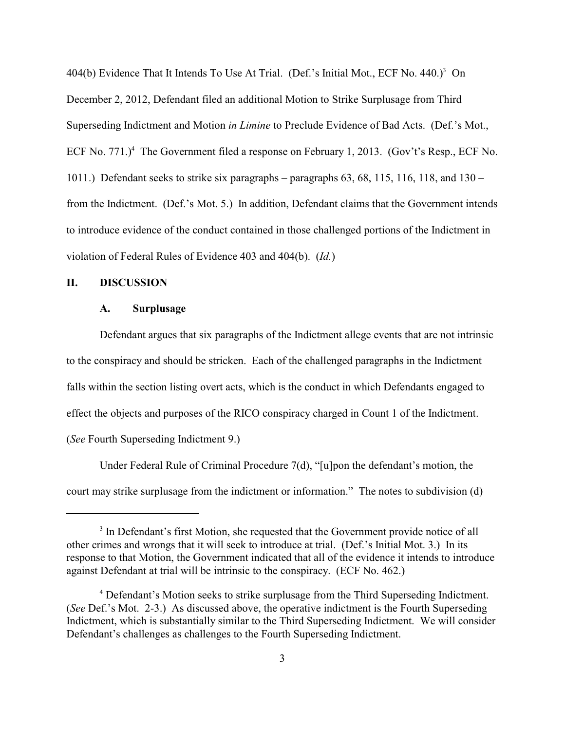404(b) Evidence That It Intends To Use At Trial. (Def.'s Initial Mot., ECF No. 440.)[3] On December 2, 2012, Defendant filed an additional Motion to Strike Surplusage from Third Superseding Indictment and Motion *in Limine* to Preclude Evidence of Bad Acts. (Def.'s Mot., ECF No. 771.)[4] The Government filed a response on February 1, 2013. (Gov't's Resp., ECF No. 1011.) Defendant seeks to strike six paragraphs – paragraphs 63, 68, 115, 116, 118, and 130 – from the Indictment. (Def.'s Mot. 5.) In addition, Defendant claims that the Government intends to introduce evidence of the conduct contained in those challenged portions of the Indictment in violation of Federal Rules of Evidence 403 and 404(b). (*Id.*)

## II. DISCUSSION

### A. Surplusage

Defendant argues that six paragraphs of the Indictment allege events that are not intrinsic to the conspiracy and should be stricken. Each of the challenged paragraphs in the Indictment falls within the section listing overt acts, which is the conduct in which Defendants engaged to effect the objects and purposes of the RICO conspiracy charged in Count 1 of the Indictment. (*See* Fourth Superseding Indictment 9.)

Under Federal Rule of Criminal Procedure 7(d), "[u]pon the defendant's motion, the court may strike surplusage from the indictment or information." The notes to subdivision (d)

---

[3] In Defendant's first Motion, she requested that the Government provide notice of all other crimes and wrongs that it will seek to introduce at trial. (Def.'s Initial Mot. 3.) In its response to that Motion, the Government indicated that all of the evidence it intends to introduce against Defendant at trial will be intrinsic to the conspiracy. (ECF No. 462.)

[4] Defendant's Motion seeks to strike surplusage from the Third Superseding Indictment. (*See* Def.'s Mot. 2-3.) As discussed above, the operative indictment is the Fourth Superseding Indictment, which is substantially similar to the Third Superseding Indictment. We will consider Defendant's challenges as challenges to the Fourth Superseding Indictment.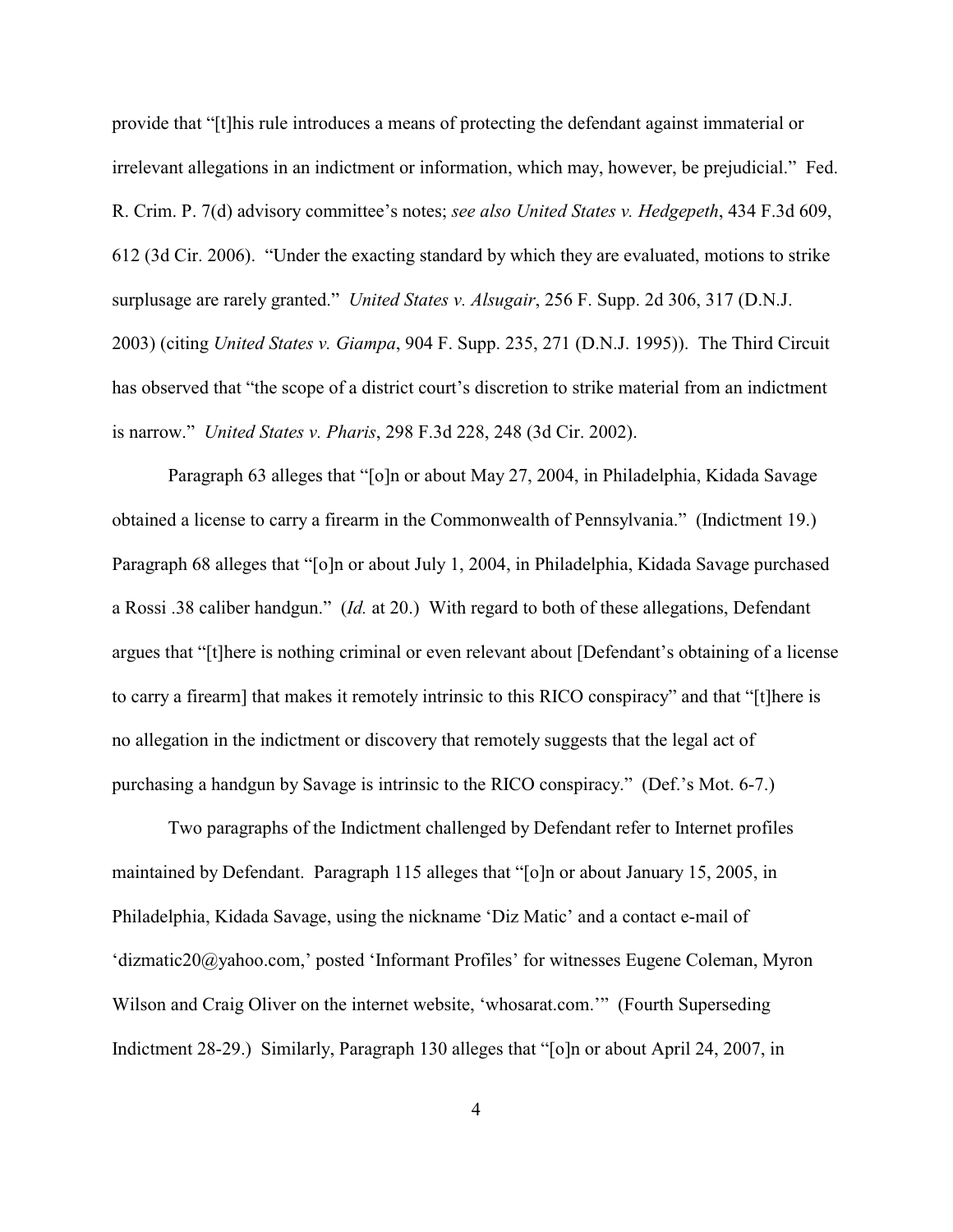provide that "[t]his rule introduces a means of protecting the defendant against immaterial or irrelevant allegations in an indictment or information, which may, however, be prejudicial." Fed. R. Crim. P. 7(d) advisory committee's notes; *see also United States v. Hedgepeth*, 434 F.3d 609, 612 (3d Cir. 2006). "Under the exacting standard by which they are evaluated, motions to strike surplusage are rarely granted." *United States v. Alsugair*, 256 F. Supp. 2d 306, 317 (D.N.J. 2003) (citing *United States v. Giampa*, 904 F. Supp. 235, 271 (D.N.J. 1995)). The Third Circuit has observed that "the scope of a district court's discretion to strike material from an indictment is narrow." *United States v. Pharis*, 298 F.3d 228, 248 (3d Cir. 2002).

Paragraph 63 alleges that "[o]n or about May 27, 2004, in Philadelphia, Kidada Savage obtained a license to carry a firearm in the Commonwealth of Pennsylvania." (Indictment 19.) Paragraph 68 alleges that "[o]n or about July 1, 2004, in Philadelphia, Kidada Savage purchased a Rossi .38 caliber handgun." (*Id.* at 20.) With regard to both of these allegations, Defendant argues that "[t]here is nothing criminal or even relevant about [Defendant's obtaining of a license to carry a firearm] that makes it remotely intrinsic to this RICO conspiracy" and that "[t]here is no allegation in the indictment or discovery that remotely suggests that the legal act of purchasing a handgun by Savage is intrinsic to the RICO conspiracy." (Def.'s Mot. 6-7.)

Two paragraphs of the Indictment challenged by Defendant refer to Internet profiles maintained by Defendant. Paragraph 115 alleges that "[o]n or about January 15, 2005, in Philadelphia, Kidada Savage, using the nickname 'Diz Matic' and a contact e-mail of 'dizmatic20@yahoo.com,' posted 'Informant Profiles' for witnesses Eugene Coleman, Myron Wilson and Craig Oliver on the internet website, 'whosarat.com.'" (Fourth Superseding Indictment 28-29.) Similarly, Paragraph 130 alleges that "[o]n or about April 24, 2007, in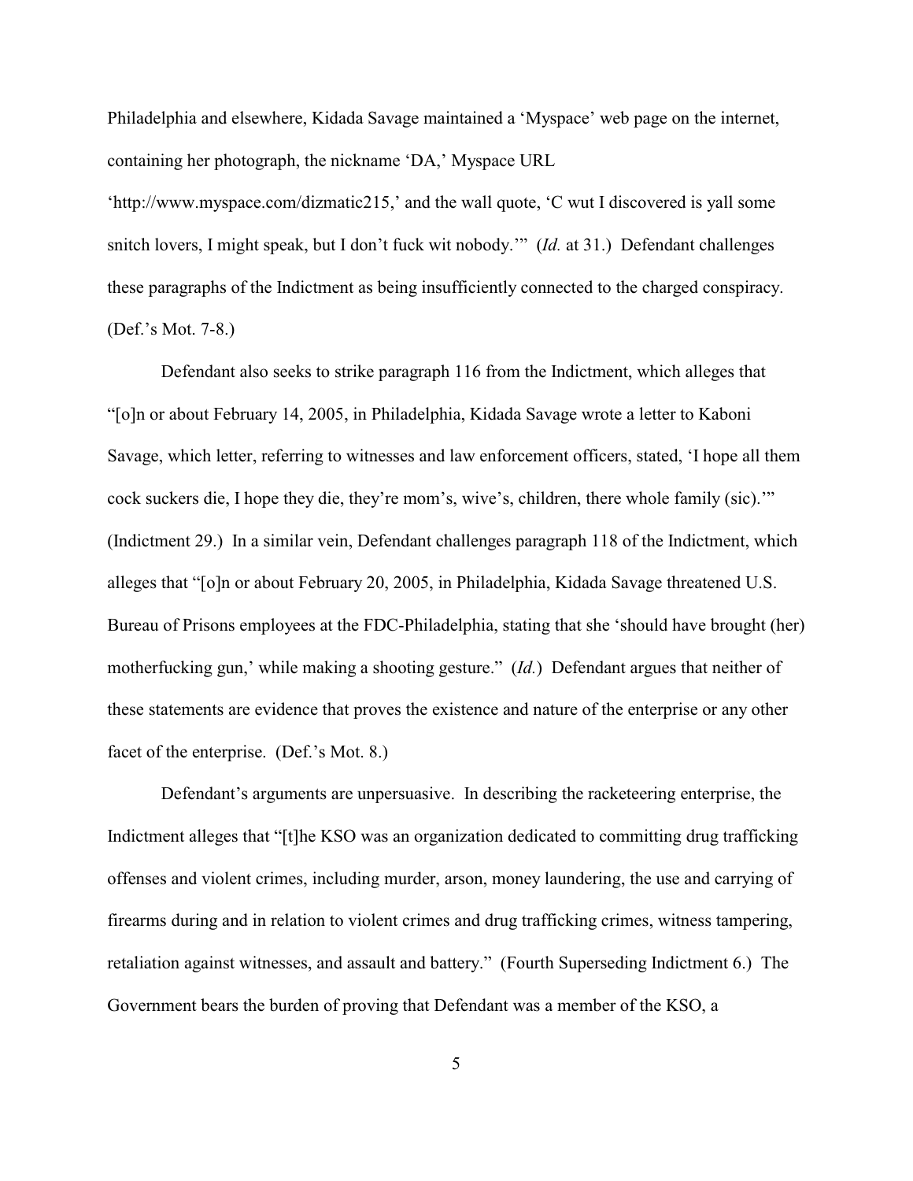Philadelphia and elsewhere, Kidada Savage maintained a 'Myspace' web page on the internet, containing her photograph, the nickname 'DA,' Myspace URL 'http://www.myspace.com/dizmatic215,' and the wall quote, 'C wut I discovered is yall some snitch lovers, I might speak, but I don't fuck wit nobody.'" (*Id.* at 31.) Defendant challenges these paragraphs of the Indictment as being insufficiently connected to the charged conspiracy. (Def.'s Mot. 7-8.)

Defendant also seeks to strike paragraph 116 from the Indictment, which alleges that "[o]n or about February 14, 2005, in Philadelphia, Kidada Savage wrote a letter to Kaboni Savage, which letter, referring to witnesses and law enforcement officers, stated, 'I hope all them cock suckers die, I hope they die, they're mom's, wive's, children, there whole family (sic).'" (Indictment 29.) In a similar vein, Defendant challenges paragraph 118 of the Indictment, which alleges that "[o]n or about February 20, 2005, in Philadelphia, Kidada Savage threatened U.S. Bureau of Prisons employees at the FDC-Philadelphia, stating that she 'should have brought (her) motherfucking gun,' while making a shooting gesture." (*Id.*) Defendant argues that neither of these statements are evidence that proves the existence and nature of the enterprise or any other facet of the enterprise. (Def.'s Mot. 8.)

Defendant's arguments are unpersuasive. In describing the racketeering enterprise, the Indictment alleges that "[t]he KSO was an organization dedicated to committing drug trafficking offenses and violent crimes, including murder, arson, money laundering, the use and carrying of firearms during and in relation to violent crimes and drug trafficking crimes, witness tampering, retaliation against witnesses, and assault and battery." (Fourth Superseding Indictment 6.) The Government bears the burden of proving that Defendant was a member of the KSO, a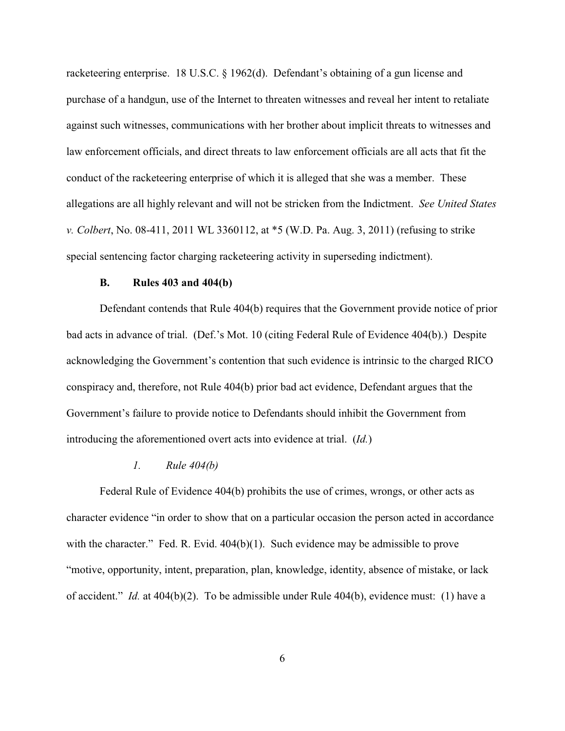racketeering enterprise. 18 U.S.C. § 1962(d). Defendant's obtaining of a gun license and purchase of a handgun, use of the Internet to threaten witnesses and reveal her intent to retaliate against such witnesses, communications with her brother about implicit threats to witnesses and law enforcement officials, and direct threats to law enforcement officials are all acts that fit the conduct of the racketeering enterprise of which it is alleged that she was a member. These allegations are all highly relevant and will not be stricken from the Indictment. *See United States v. Colbert*, No. 08-411, 2011 WL 3360112, at *5 (W.D. Pa. Aug. 3, 2011) (refusing to strike special sentencing factor charging racketeering activity in superseding indictment).

### B. Rules 403 and 404(b)

Defendant contends that Rule 404(b) requires that the Government provide notice of prior bad acts in advance of trial. (Def.'s Mot. 10 (citing Federal Rule of Evidence 404(b).) Despite acknowledging the Government's contention that such evidence is intrinsic to the charged RICO conspiracy and, therefore, not Rule 404(b) prior bad act evidence, Defendant argues that the Government's failure to provide notice to Defendants should inhibit the Government from introducing the aforementioned overt acts into evidence at trial. (*Id.*)

#### *1. Rule 404(b)*

Federal Rule of Evidence 404(b) prohibits the use of crimes, wrongs, or other acts as character evidence "in order to show that on a particular occasion the person acted in accordance with the character." Fed. R. Evid. 404(b)(1). Such evidence may be admissible to prove "motive, opportunity, intent, preparation, plan, knowledge, identity, absence of mistake, or lack of accident." *Id.* at 404(b)(2). To be admissible under Rule 404(b), evidence must: (1) have a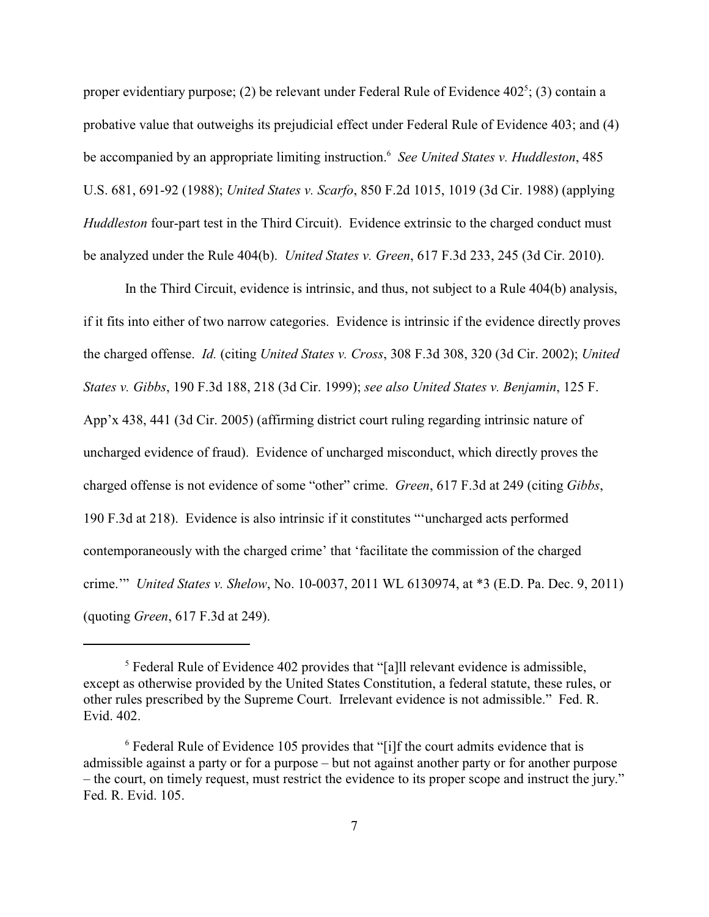proper evidentiary purpose; (2) be relevant under Federal Rule of Evidence 402[5]; (3) contain a probative value that outweighs its prejudicial effect under Federal Rule of Evidence 403; and (4) be accompanied by an appropriate limiting instruction.[6] *See United States v. Huddleston*, 485 U.S. 681, 691-92 (1988); *United States v. Scarfo*, 850 F.2d 1015, 1019 (3d Cir. 1988) (applying *Huddleston* four-part test in the Third Circuit). Evidence extrinsic to the charged conduct must be analyzed under the Rule 404(b). *United States v. Green*, 617 F.3d 233, 245 (3d Cir. 2010).

In the Third Circuit, evidence is intrinsic, and thus, not subject to a Rule 404(b) analysis, if it fits into either of two narrow categories. Evidence is intrinsic if the evidence directly proves the charged offense. *Id.* (citing *United States v. Cross*, 308 F.3d 308, 320 (3d Cir. 2002); *United States v. Gibbs*, 190 F.3d 188, 218 (3d Cir. 1999); *see also United States v. Benjamin*, 125 F. App'x 438, 441 (3d Cir. 2005) (affirming district court ruling regarding intrinsic nature of uncharged evidence of fraud). Evidence of uncharged misconduct, which directly proves the charged offense is not evidence of some "other" crime. *Green*, 617 F.3d at 249 (citing *Gibbs*, 190 F.3d at 218). Evidence is also intrinsic if it constitutes "'uncharged acts performed contemporaneously with the charged crime' that 'facilitate the commission of the charged crime.'" *United States v. Shelow*, No. 10-0037, 2011 WL 6130974, at *3 (E.D. Pa. Dec. 9, 2011) (quoting *Green*, 617 F.3d at 249).

---

[5] Federal Rule of Evidence 402 provides that "[a]ll relevant evidence is admissible, except as otherwise provided by the United States Constitution, a federal statute, these rules, or other rules prescribed by the Supreme Court. Irrelevant evidence is not admissible." Fed. R. Evid. 402.

[6] Federal Rule of Evidence 105 provides that "[i]f the court admits evidence that is admissible against a party or for a purpose – but not against another party or for another purpose – the court, on timely request, must restrict the evidence to its proper scope and instruct the jury." Fed. R. Evid. 105.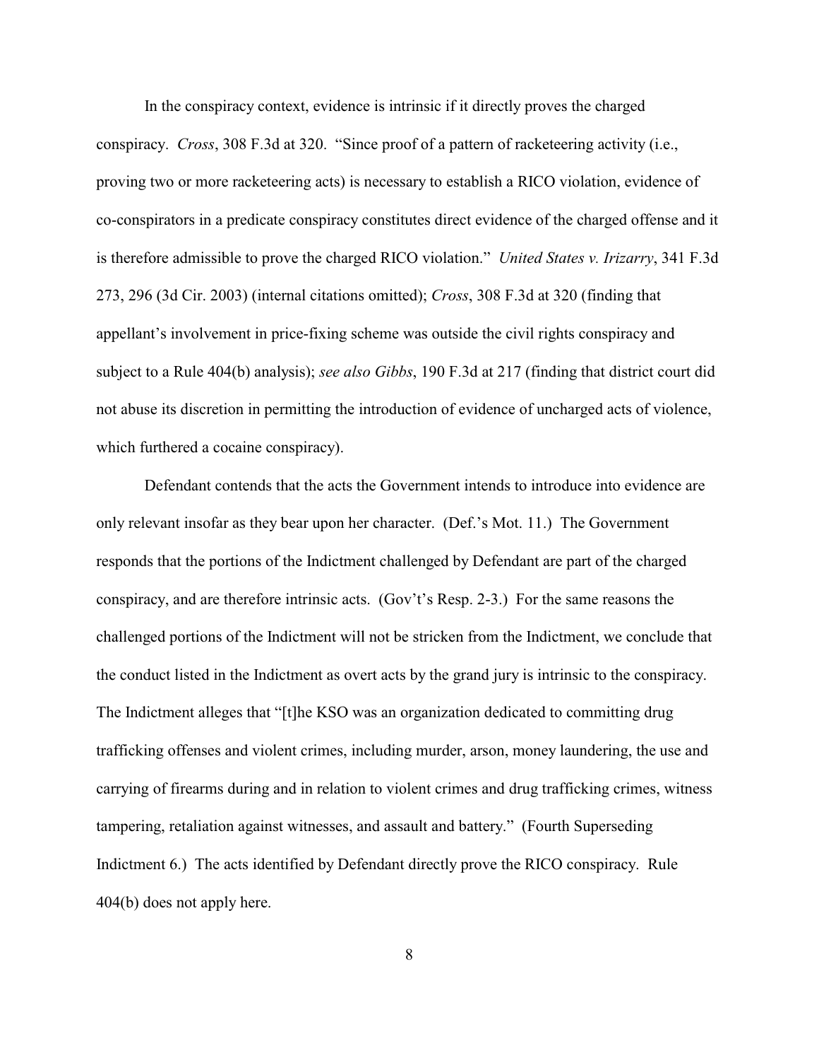In the conspiracy context, evidence is intrinsic if it directly proves the charged conspiracy. *Cross*, 308 F.3d at 320. "Since proof of a pattern of racketeering activity (i.e., proving two or more racketeering acts) is necessary to establish a RICO violation, evidence of co-conspirators in a predicate conspiracy constitutes direct evidence of the charged offense and it is therefore admissible to prove the charged RICO violation." *United States v. Irizarry*, 341 F.3d 273, 296 (3d Cir. 2003) (internal citations omitted); *Cross*, 308 F.3d at 320 (finding that appellant's involvement in price-fixing scheme was outside the civil rights conspiracy and subject to a Rule 404(b) analysis); *see also Gibbs*, 190 F.3d at 217 (finding that district court did not abuse its discretion in permitting the introduction of evidence of uncharged acts of violence, which furthered a cocaine conspiracy).

Defendant contends that the acts the Government intends to introduce into evidence are only relevant insofar as they bear upon her character. (Def.'s Mot. 11.) The Government responds that the portions of the Indictment challenged by Defendant are part of the charged conspiracy, and are therefore intrinsic acts. (Gov't's Resp. 2-3.) For the same reasons the challenged portions of the Indictment will not be stricken from the Indictment, we conclude that the conduct listed in the Indictment as overt acts by the grand jury is intrinsic to the conspiracy. The Indictment alleges that "[t]he KSO was an organization dedicated to committing drug trafficking offenses and violent crimes, including murder, arson, money laundering, the use and carrying of firearms during and in relation to violent crimes and drug trafficking crimes, witness tampering, retaliation against witnesses, and assault and battery." (Fourth Superseding Indictment 6.) The acts identified by Defendant directly prove the RICO conspiracy. Rule 404(b) does not apply here.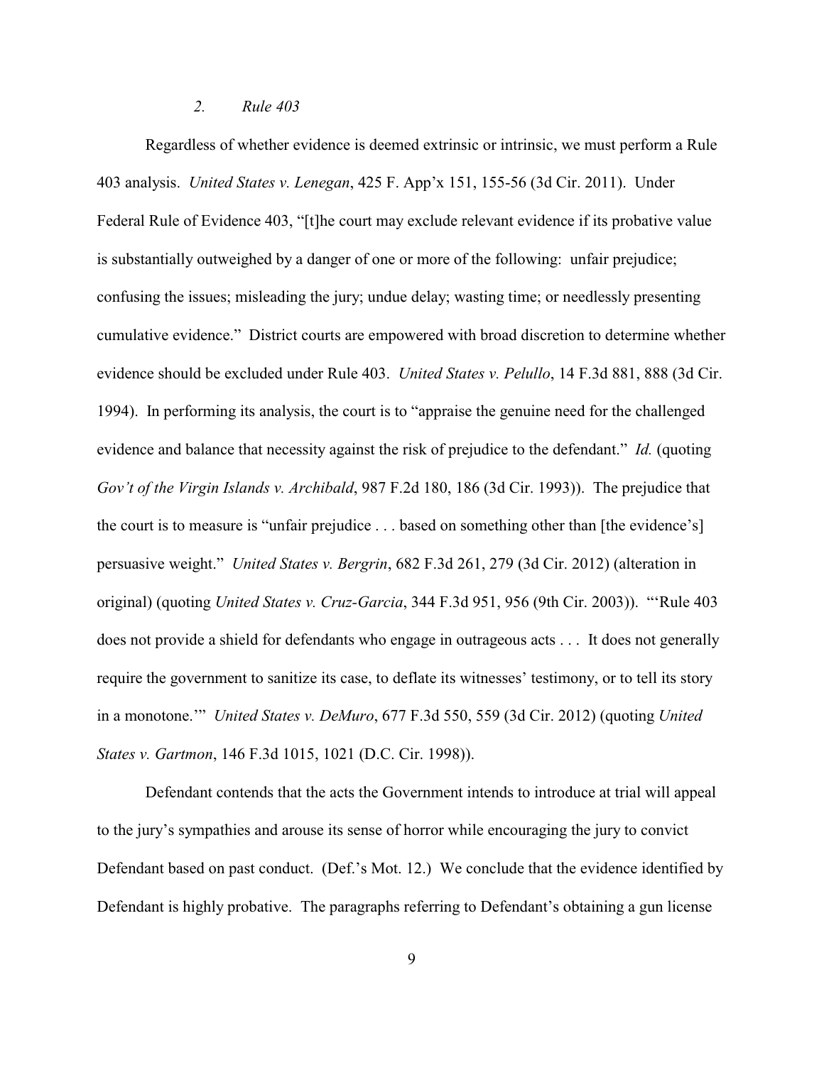### *2. Rule 403*

Regardless of whether evidence is deemed extrinsic or intrinsic, we must perform a Rule 403 analysis. *United States v. Lenegan*, 425 F. App'x 151, 155-56 (3d Cir. 2011). Under Federal Rule of Evidence 403, "[t]he court may exclude relevant evidence if its probative value is substantially outweighed by a danger of one or more of the following: unfair prejudice; confusing the issues; misleading the jury; undue delay; wasting time; or needlessly presenting cumulative evidence." District courts are empowered with broad discretion to determine whether evidence should be excluded under Rule 403. *United States v. Pelullo*, 14 F.3d 881, 888 (3d Cir. 1994). In performing its analysis, the court is to "appraise the genuine need for the challenged evidence and balance that necessity against the risk of prejudice to the defendant." *Id.* (quoting *Gov't of the Virgin Islands v. Archibald*, 987 F.2d 180, 186 (3d Cir. 1993)). The prejudice that the court is to measure is "unfair prejudice . . . based on something other than [the evidence's] persuasive weight." *United States v. Bergrin*, 682 F.3d 261, 279 (3d Cir. 2012) (alteration in original) (quoting *United States v. Cruz-Garcia*, 344 F.3d 951, 956 (9th Cir. 2003)). "'Rule 403 does not provide a shield for defendants who engage in outrageous acts . . . It does not generally require the government to sanitize its case, to deflate its witnesses' testimony, or to tell its story in a monotone.'" *United States v. DeMuro*, 677 F.3d 550, 559 (3d Cir. 2012) (quoting *United States v. Gartmon*, 146 F.3d 1015, 1021 (D.C. Cir. 1998)).

Defendant contends that the acts the Government intends to introduce at trial will appeal to the jury's sympathies and arouse its sense of horror while encouraging the jury to convict Defendant based on past conduct. (Def.'s Mot. 12.) We conclude that the evidence identified by Defendant is highly probative. The paragraphs referring to Defendant's obtaining a gun license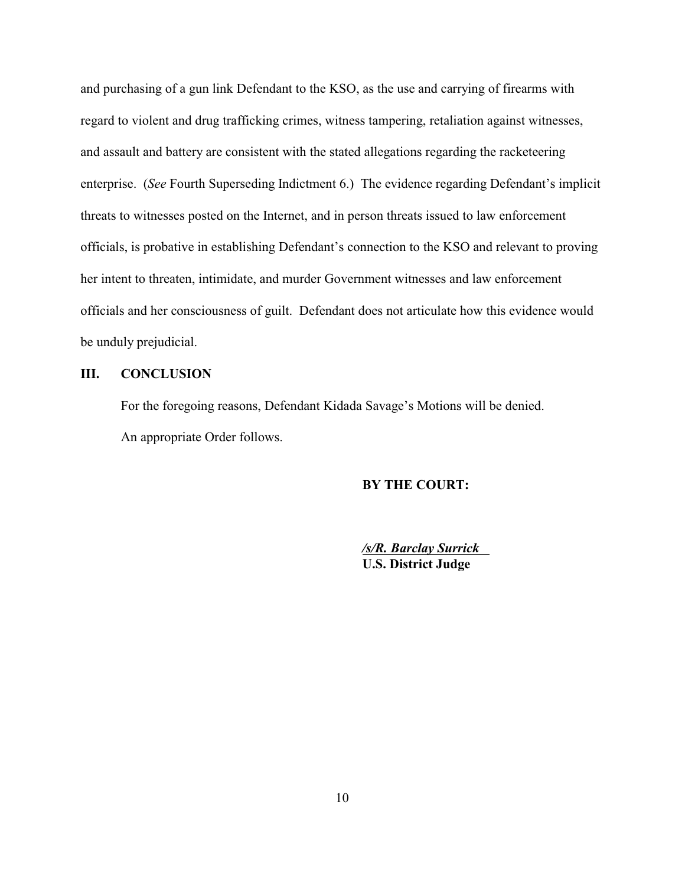and purchasing of a gun link Defendant to the KSO, as the use and carrying of firearms with regard to violent and drug trafficking crimes, witness tampering, retaliation against witnesses, and assault and battery are consistent with the stated allegations regarding the racketeering enterprise. (*See* Fourth Superseding Indictment 6.) The evidence regarding Defendant's implicit threats to witnesses posted on the Internet, and in person threats issued to law enforcement officials, is probative in establishing Defendant's connection to the KSO and relevant to proving her intent to threaten, intimidate, and murder Government witnesses and law enforcement officials and her consciousness of guilt. Defendant does not articulate how this evidence would be unduly prejudicial.

## III. CONCLUSION

For the foregoing reasons, Defendant Kidada Savage's Motions will be denied.

An appropriate Order follows.

**BY THE COURT:**

***/s/R. Barclay Surrick***
**U.S. District Judge**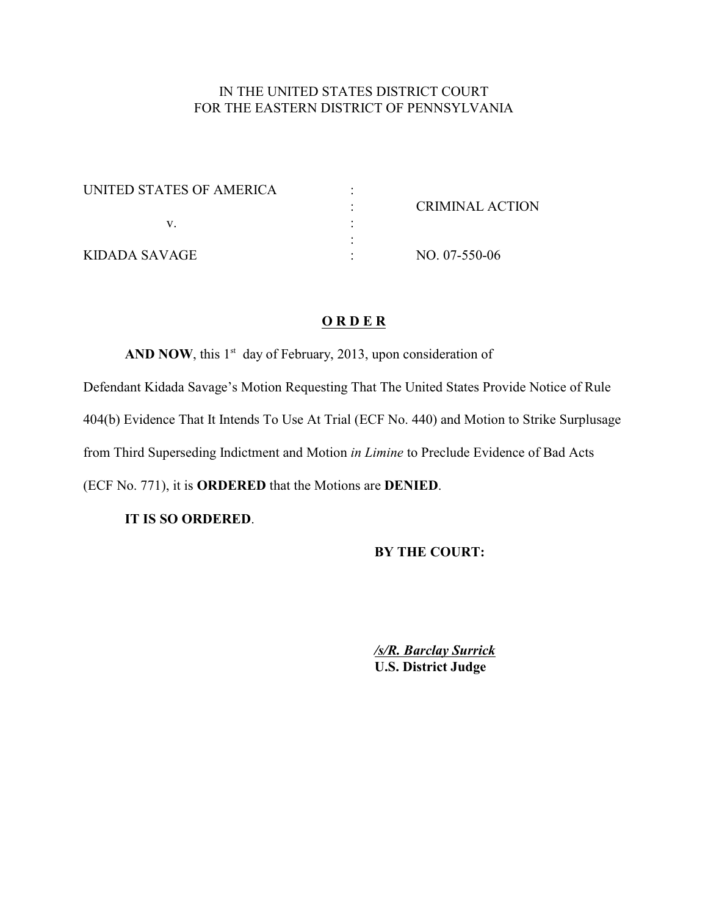IN THE UNITED STATES DISTRICT COURT
FOR THE EASTERN DISTRICT OF PENNSYLVANIA

| | | |
|---|---|---|
| UNITED STATES OF AMERICA | : | |
| | : | CRIMINAL ACTION |
| v. | : | |
| | : | |
| KIDADA SAVAGE | : | NO. 07-550-06 |

**O R D E R**

**AND NOW**, this 1st day of February, 2013, upon consideration of Defendant Kidada Savage's Motion Requesting That The United States Provide Notice of Rule 404(b) Evidence That It Intends To Use At Trial (ECF No. 440) and Motion to Strike Surplusage from Third Superseding Indictment and Motion *in Limine* to Preclude Evidence of Bad Acts (ECF No. 771), it is **ORDERED** that the Motions are **DENIED**.

**IT IS SO ORDERED**.

**BY THE COURT:**

***/s/R. Barclay Surrick***
**U.S. District Judge**